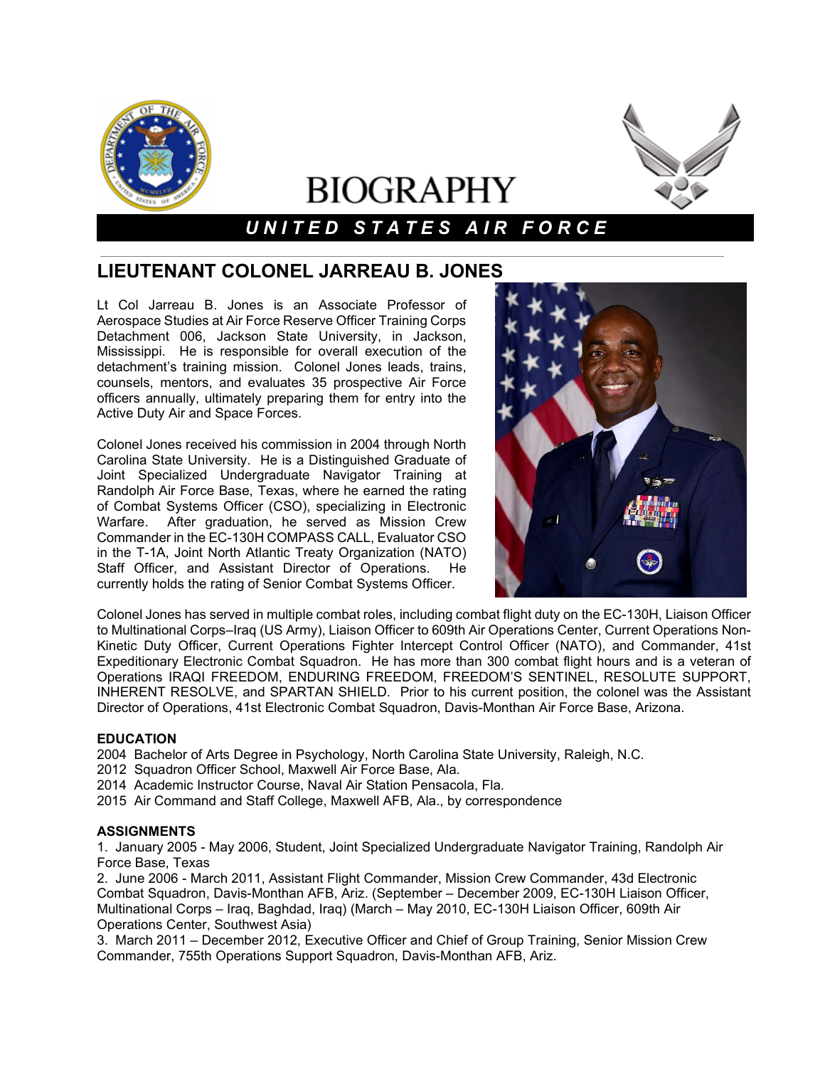# BIOGRAPHY

***U N I T E D   S T A T E S   A I R   F O R C E***

## LIEUTENANT COLONEL JARREAU B. JONES

Lt Col Jarreau B. Jones is an Associate Professor of Aerospace Studies at Air Force Reserve Officer Training Corps Detachment 006, Jackson State University, in Jackson, Mississippi. He is responsible for overall execution of the detachment's training mission. Colonel Jones leads, trains, counsels, mentors, and evaluates 35 prospective Air Force officers annually, ultimately preparing them for entry into the Active Duty Air and Space Forces.

Colonel Jones received his commission in 2004 through North Carolina State University. He is a Distinguished Graduate of Joint Specialized Undergraduate Navigator Training at Randolph Air Force Base, Texas, where he earned the rating of Combat Systems Officer (CSO), specializing in Electronic Warfare. After graduation, he served as Mission Crew Commander in the EC-130H COMPASS CALL, Evaluator CSO in the T-1A, Joint North Atlantic Treaty Organization (NATO) Staff Officer, and Assistant Director of Operations. He currently holds the rating of Senior Combat Systems Officer.

Colonel Jones has served in multiple combat roles, including combat flight duty on the EC-130H, Liaison Officer to Multinational Corps–Iraq (US Army), Liaison Officer to 609th Air Operations Center, Current Operations Non-Kinetic Duty Officer, Current Operations Fighter Intercept Control Officer (NATO), and Commander, 41st Expeditionary Electronic Combat Squadron. He has more than 300 combat flight hours and is a veteran of Operations IRAQI FREEDOM, ENDURING FREEDOM, FREEDOM'S SENTINEL, RESOLUTE SUPPORT, INHERENT RESOLVE, and SPARTAN SHIELD. Prior to his current position, the colonel was the Assistant Director of Operations, 41st Electronic Combat Squadron, Davis-Monthan Air Force Base, Arizona.

**EDUCATION**

2004 Bachelor of Arts Degree in Psychology, North Carolina State University, Raleigh, N.C.
2012 Squadron Officer School, Maxwell Air Force Base, Ala.
2014 Academic Instructor Course, Naval Air Station Pensacola, Fla.
2015 Air Command and Staff College, Maxwell AFB, Ala., by correspondence

**ASSIGNMENTS**

1. January 2005 - May 2006, Student, Joint Specialized Undergraduate Navigator Training, Randolph Air Force Base, Texas
2. June 2006 - March 2011, Assistant Flight Commander, Mission Crew Commander, 43d Electronic Combat Squadron, Davis-Monthan AFB, Ariz. (September – December 2009, EC-130H Liaison Officer, Multinational Corps – Iraq, Baghdad, Iraq) (March – May 2010, EC-130H Liaison Officer, 609th Air Operations Center, Southwest Asia)
3. March 2011 – December 2012, Executive Officer and Chief of Group Training, Senior Mission Crew Commander, 755th Operations Support Squadron, Davis-Monthan AFB, Ariz.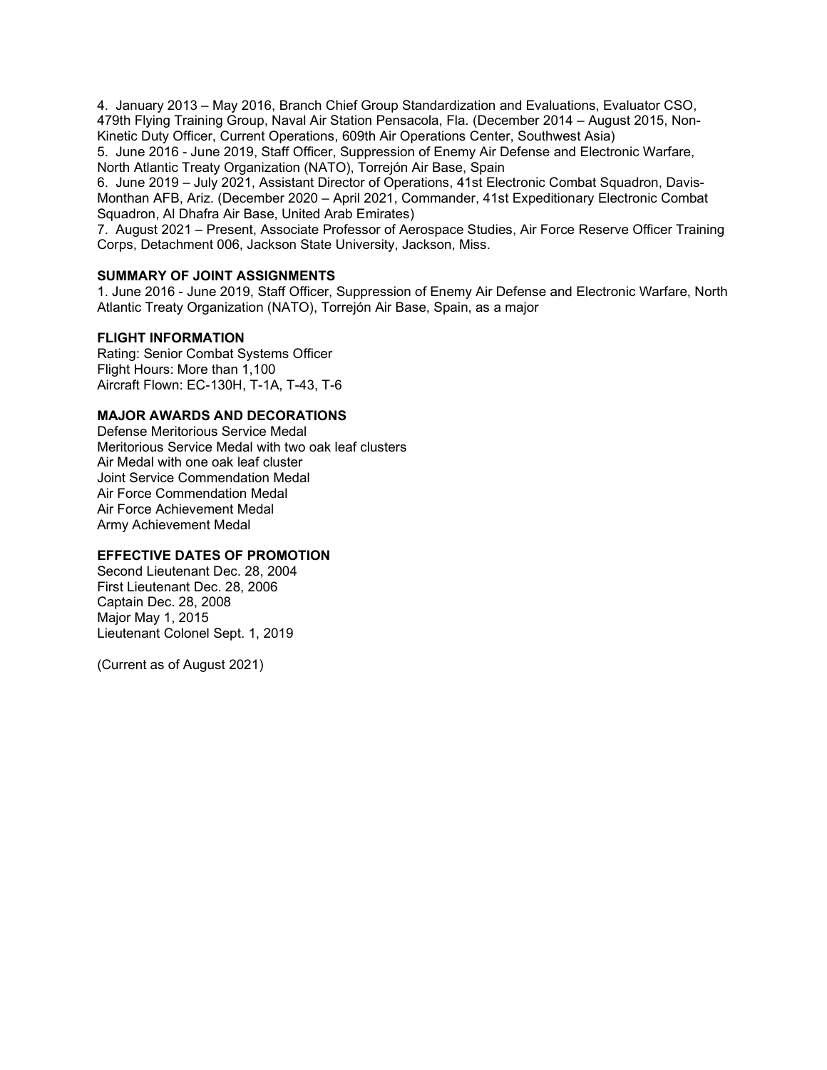4. January 2013 – May 2016, Branch Chief Group Standardization and Evaluations, Evaluator CSO, 479th Flying Training Group, Naval Air Station Pensacola, Fla. (December 2014 – August 2015, Non-Kinetic Duty Officer, Current Operations, 609th Air Operations Center, Southwest Asia)
5. June 2016 - June 2019, Staff Officer, Suppression of Enemy Air Defense and Electronic Warfare, North Atlantic Treaty Organization (NATO), Torrejón Air Base, Spain
6. June 2019 – July 2021, Assistant Director of Operations, 41st Electronic Combat Squadron, Davis-Monthan AFB, Ariz. (December 2020 – April 2021, Commander, 41st Expeditionary Electronic Combat Squadron, Al Dhafra Air Base, United Arab Emirates)
7. August 2021 – Present, Associate Professor of Aerospace Studies, Air Force Reserve Officer Training Corps, Detachment 006, Jackson State University, Jackson, Miss.

**SUMMARY OF JOINT ASSIGNMENTS**

1. June 2016 - June 2019, Staff Officer, Suppression of Enemy Air Defense and Electronic Warfare, North Atlantic Treaty Organization (NATO), Torrejón Air Base, Spain, as a major

**FLIGHT INFORMATION**

Rating: Senior Combat Systems Officer
Flight Hours: More than 1,100
Aircraft Flown: EC-130H, T-1A, T-43, T-6

**MAJOR AWARDS AND DECORATIONS**

Defense Meritorious Service Medal
Meritorious Service Medal with two oak leaf clusters
Air Medal with one oak leaf cluster
Joint Service Commendation Medal
Air Force Commendation Medal
Air Force Achievement Medal
Army Achievement Medal

**EFFECTIVE DATES OF PROMOTION**

Second Lieutenant Dec. 28, 2004
First Lieutenant Dec. 28, 2006
Captain Dec. 28, 2008
Major May 1, 2015
Lieutenant Colonel Sept. 1, 2019

(Current as of August 2021)